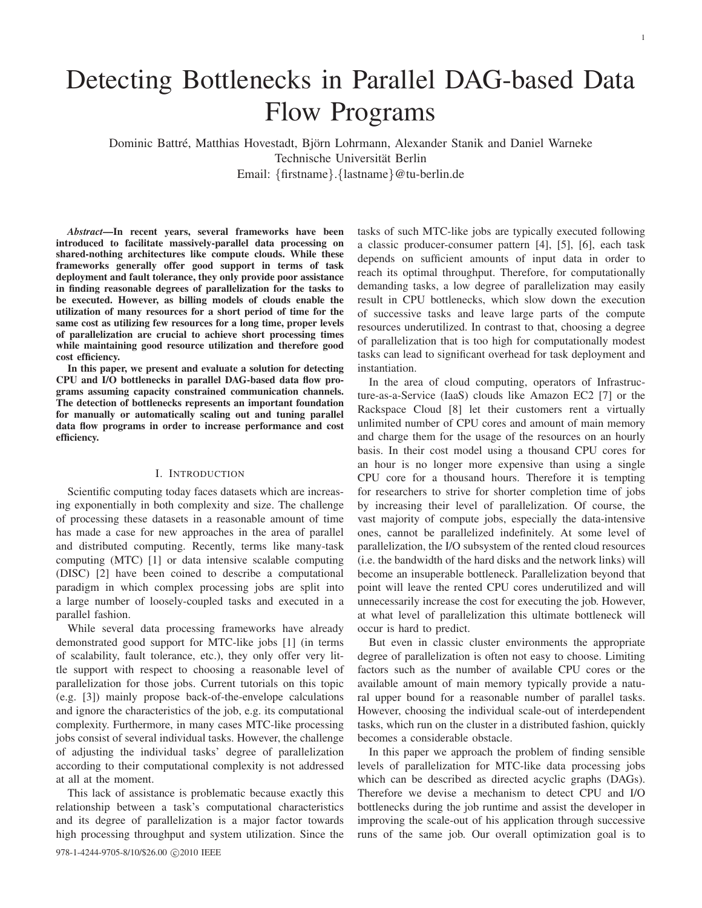# Detecting Bottlenecks in Parallel DAG-based Data Flow Programs

Dominic Battré, Matthias Hovestadt, Björn Lohrmann, Alexander Stanik and Daniel Warneke
Technische Universität Berlin
Email: {firstname}.{lastname}@tu-berlin.de

***Abstract*—In recent years, several frameworks have been introduced to facilitate massively-parallel data processing on shared-nothing architectures like compute clouds. While these frameworks generally offer good support in terms of task deployment and fault tolerance, they only provide poor assistance in finding reasonable degrees of parallelization for the tasks to be executed. However, as billing models of clouds enable the utilization of many resources for a short period of time for the same cost as utilizing few resources for a long time, proper levels of parallelization are crucial to achieve short processing times while maintaining good resource utilization and therefore good cost efficiency.**

**In this paper, we present and evaluate a solution for detecting CPU and I/O bottlenecks in parallel DAG-based data flow programs assuming capacity constrained communication channels. The detection of bottlenecks represents an important foundation for manually or automatically scaling out and tuning parallel data flow programs in order to increase performance and cost efficiency.**

## I. Introduction

Scientific computing today faces datasets which are increasing exponentially in both complexity and size. The challenge of processing these datasets in a reasonable amount of time has made a case for new approaches in the area of parallel and distributed computing. Recently, terms like many-task computing (MTC) [1] or data intensive scalable computing (DISC) [2] have been coined to describe a computational paradigm in which complex processing jobs are split into a large number of loosely-coupled tasks and executed in a parallel fashion.

While several data processing frameworks have already demonstrated good support for MTC-like jobs [1] (in terms of scalability, fault tolerance, etc.), they only offer very little support with respect to choosing a reasonable level of parallelization for those jobs. Current tutorials on this topic (e.g. [3]) mainly propose back-of-the-envelope calculations and ignore the characteristics of the job, e.g. its computational complexity. Furthermore, in many cases MTC-like processing jobs consist of several individual tasks. However, the challenge of adjusting the individual tasks' degree of parallelization according to their computational complexity is not addressed at all at the moment.

This lack of assistance is problematic because exactly this relationship between a task's computational characteristics and its degree of parallelization is a major factor towards high processing throughput and system utilization. Since the tasks of such MTC-like jobs are typically executed following a classic producer-consumer pattern [4], [5], [6], each task depends on sufficient amounts of input data in order to reach its optimal throughput. Therefore, for computationally demanding tasks, a low degree of parallelization may easily result in CPU bottlenecks, which slow down the execution of successive tasks and leave large parts of the compute resources underutilized. In contrast to that, choosing a degree of parallelization that is too high for computationally modest tasks can lead to significant overhead for task deployment and instantiation.

In the area of cloud computing, operators of Infrastructure-as-a-Service (IaaS) clouds like Amazon EC2 [7] or the Rackspace Cloud [8] let their customers rent a virtually unlimited number of CPU cores and amount of main memory and charge them for the usage of the resources on an hourly basis. In their cost model using a thousand CPU cores for an hour is no longer more expensive than using a single CPU core for a thousand hours. Therefore it is tempting for researchers to strive for shorter completion time of jobs by increasing their level of parallelization. Of course, the vast majority of compute jobs, especially the data-intensive ones, cannot be parallelized indefinitely. At some level of parallelization, the I/O subsystem of the rented cloud resources (i.e. the bandwidth of the hard disks and the network links) will become an insuperable bottleneck. Parallelization beyond that point will leave the rented CPU cores underutilized and will unnecessarily increase the cost for executing the job. However, at what level of parallelization this ultimate bottleneck will occur is hard to predict.

But even in classic cluster environments the appropriate degree of parallelization is often not easy to choose. Limiting factors such as the number of available CPU cores or the available amount of main memory typically provide a natural upper bound for a reasonable number of parallel tasks. However, choosing the individual scale-out of interdependent tasks, which run on the cluster in a distributed fashion, quickly becomes a considerable obstacle.

In this paper we approach the problem of finding sensible levels of parallelization for MTC-like data processing jobs which can be described as directed acyclic graphs (DAGs). Therefore we devise a mechanism to detect CPU and I/O bottlenecks during the job runtime and assist the developer in improving the scale-out of his application through successive runs of the same job. Our overall optimization goal is to

978-1-4244-9705-8/10/$26.00 ©2010 IEEE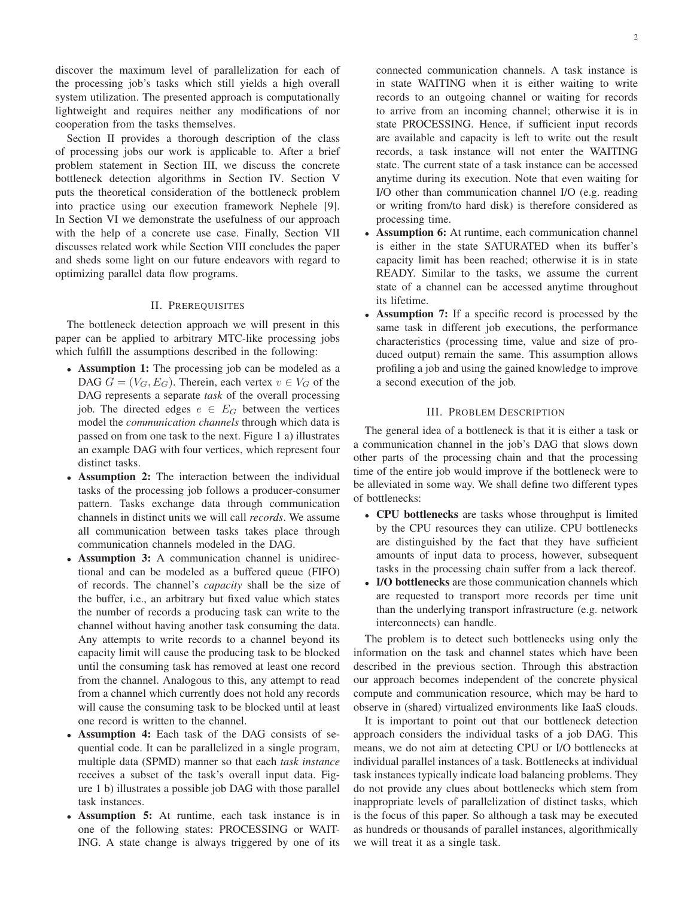discover the maximum level of parallelization for each of the processing job's tasks which still yields a high overall system utilization. The presented approach is computationally lightweight and requires neither any modifications of nor cooperation from the tasks themselves.

Section II provides a thorough description of the class of processing jobs our work is applicable to. After a brief problem statement in Section III, we discuss the concrete bottleneck detection algorithms in Section IV. Section V puts the theoretical consideration of the bottleneck problem into practice using our execution framework Nephele [9]. In Section VI we demonstrate the usefulness of our approach with the help of a concrete use case. Finally, Section VII discusses related work while Section VIII concludes the paper and sheds some light on our future endeavors with regard to optimizing parallel data flow programs.

## II. Prerequisites

The bottleneck detection approach we will present in this paper can be applied to arbitrary MTC-like processing jobs which fulfill the assumptions described in the following:

- **Assumption 1:** The processing job can be modeled as a DAG $G = (V_G, E_G)$. Therein, each vertex $v \in V_G$ of the DAG represents a separate *task* of the overall processing job. The directed edges $e \in E_G$ between the vertices model the *communication channels* through which data is passed on from one task to the next. Figure 1 a) illustrates an example DAG with four vertices, which represent four distinct tasks.
- **Assumption 2:** The interaction between the individual tasks of the processing job follows a producer-consumer pattern. Tasks exchange data through communication channels in distinct units we will call *records*. We assume all communication between tasks takes place through communication channels modeled in the DAG.
- **Assumption 3:** A communication channel is unidirectional and can be modeled as a buffered queue (FIFO) of records. The channel's *capacity* shall be the size of the buffer, i.e., an arbitrary but fixed value which states the number of records a producing task can write to the channel without having another task consuming the data. Any attempts to write records to a channel beyond its capacity limit will cause the producing task to be blocked until the consuming task has removed at least one record from the channel. Analogous to this, any attempt to read from a channel which currently does not hold any records will cause the consuming task to be blocked until at least one record is written to the channel.
- **Assumption 4:** Each task of the DAG consists of sequential code. It can be parallelized in a single program, multiple data (SPMD) manner so that each *task instance* receives a subset of the task's overall input data. Figure 1 b) illustrates a possible job DAG with those parallel task instances.
- **Assumption 5:** At runtime, each task instance is in one of the following states: PROCESSING or WAITING. A state change is always triggered by one of its connected communication channels. A task instance is in state WAITING when it is either waiting to write records to an outgoing channel or waiting for records to arrive from an incoming channel; otherwise it is in state PROCESSING. Hence, if sufficient input records are available and capacity is left to write out the result records, a task instance will not enter the WAITING state. The current state of a task instance can be accessed anytime during its execution. Note that even waiting for I/O other than communication channel I/O (e.g. reading or writing from/to hard disk) is therefore considered as processing time.
- **Assumption 6:** At runtime, each communication channel is either in the state SATURATED when its buffer's capacity limit has been reached; otherwise it is in state READY. Similar to the tasks, we assume the current state of a channel can be accessed anytime throughout its lifetime.
- **Assumption 7:** If a specific record is processed by the same task in different job executions, the performance characteristics (processing time, value and size of produced output) remain the same. This assumption allows profiling a job and using the gained knowledge to improve a second execution of the job.

## III. Problem Description

The general idea of a bottleneck is that it is either a task or a communication channel in the job's DAG that slows down other parts of the processing chain and that the processing time of the entire job would improve if the bottleneck were to be alleviated in some way. We shall define two different types of bottlenecks:

- **CPU bottlenecks** are tasks whose throughput is limited by the CPU resources they can utilize. CPU bottlenecks are distinguished by the fact that they have sufficient amounts of input data to process, however, subsequent tasks in the processing chain suffer from a lack thereof.
- **I/O bottlenecks** are those communication channels which are requested to transport more records per time unit than the underlying transport infrastructure (e.g. network interconnects) can handle.

The problem is to detect such bottlenecks using only the information on the task and channel states which have been described in the previous section. Through this abstraction our approach becomes independent of the concrete physical compute and communication resource, which may be hard to observe in (shared) virtualized environments like IaaS clouds.

It is important to point out that our bottleneck detection approach considers the individual tasks of a job DAG. This means, we do not aim at detecting CPU or I/O bottlenecks at individual parallel instances of a task. Bottlenecks at individual task instances typically indicate load balancing problems. They do not provide any clues about bottlenecks which stem from inappropriate levels of parallelization of distinct tasks, which is the focus of this paper. So although a task may be executed as hundreds or thousands of parallel instances, algorithmically we will treat it as a single task.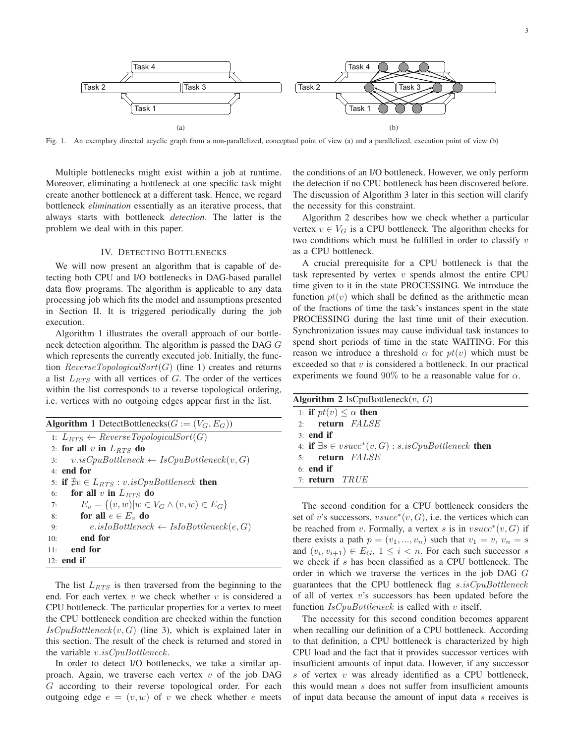Fig. 1. An exemplary directed acyclic graph from a non-parallelized, conceptual point of view (a) and a parallelized, execution point of view (b)

Multiple bottlenecks might exist within a job at runtime. Moreover, eliminating a bottleneck at one specific task might create another bottleneck at a different task. Hence, we regard bottleneck *elimination* essentially as an iterative process, that always starts with bottleneck *detection*. The latter is the problem we deal with in this paper.

## IV. Detecting Bottlenecks

We will now present an algorithm that is capable of detecting both CPU and I/O bottlenecks in DAG-based parallel data flow programs. The algorithm is applicable to any data processing job which fits the model and assumptions presented in Section II. It is triggered periodically during the job execution.

Algorithm 1 illustrates the overall approach of our bottleneck detection algorithm. The algorithm is passed the DAG $G$ which represents the currently executed job. Initially, the function $ReverseTopologicalSort(G)$ (line 1) creates and returns a list $L_{RTS}$ with all vertices of $G$. The order of the vertices within the list corresponds to a reverse topological ordering, i.e. vertices with no outgoing edges appear first in the list.

**Algorithm 1** DetectBottlenecks($G := (V_G, E_G)$)

```
1: L_RTS ← ReverseTopologicalSort(G)
2: for all v in L_RTS do
3:     v.isCpuBottleneck ← IsCpuBottleneck(v, G)
4: end for
5: if ∄v ∈ L_RTS : v.isCpuBottleneck then
6:     for all v in L_RTS do
7:         E_v = {(v, w) | w ∈ V_G ∧ (v, w) ∈ E_G}
8:         for all e ∈ E_v do
9:             e.isIoBottleneck ← IsIoBottleneck(e, G)
10:        end for
11:    end for
12: end if
```

The list $L_{RTS}$ is then traversed from the beginning to the end. For each vertex $v$ we check whether $v$ is considered a CPU bottleneck. The particular properties for a vertex to meet the CPU bottleneck condition are checked within the function $IsCpuBottleneck(v, G)$ (line 3), which is explained later in this section. The result of the check is returned and stored in the variable $v.isCpuBottleneck$.

In order to detect I/O bottlenecks, we take a similar approach. Again, we traverse each vertex $v$ of the job DAG $G$ according to their reverse topological order. For each outgoing edge $e = (v, w)$ of $v$ we check whether $e$ meets the conditions of an I/O bottleneck. However, we only perform the detection if no CPU bottleneck has been discovered before. The discussion of Algorithm 3 later in this section will clarify the necessity for this constraint.

Algorithm 2 describes how we check whether a particular vertex $v \in V_G$ is a CPU bottleneck. The algorithm checks for two conditions which must be fulfilled in order to classify $v$ as a CPU bottleneck.

A crucial prerequisite for a CPU bottleneck is that the task represented by vertex $v$ spends almost the entire CPU time given to it in the state PROCESSING. We introduce the function $pt(v)$ which shall be defined as the arithmetic mean of the fractions of time the task's instances spent in the state PROCESSING during the last time unit of their execution. Synchronization issues may cause individual task instances to spend short periods of time in the state WAITING. For this reason we introduce a threshold $\alpha$ for $pt(v)$ which must be exceeded so that $v$ is considered a bottleneck. In our practical experiments we found 90% to be a reasonable value for $\alpha$.

**Algorithm 2** IsCpuBottleneck($v$, $G$)

```
1: if pt(v) ≤ α then
2:     return FALSE
3: end if
4: if ∃s ∈ vsucc*(v, G) : s.isCpuBottleneck then
5:     return FALSE
6: end if
7: return TRUE
```

The second condition for a CPU bottleneck considers the set of $v$'s successors, $vsucc^*(v, G)$, i.e. the vertices which can be reached from $v$. Formally, a vertex $s$ is in $vsucc^*(v, G)$ if there exists a path $p = (v_1, ..., v_n)$ such that $v_1 = v$, $v_n = s$ and $(v_i, v_{i+1}) \in E_G$, $1 \leq i < n$. For each such successor $s$ we check if $s$ has been classified as a CPU bottleneck. The order in which we traverse the vertices in the job DAG $G$ guarantees that the CPU bottleneck flag $s.isCpuBottleneck$ of all of vertex $v$'s successors has been updated before the function $IsCpuBottleneck$ is called with $v$ itself.

The necessity for this second condition becomes apparent when recalling our definition of a CPU bottleneck. According to that definition, a CPU bottleneck is characterized by high CPU load and the fact that it provides successor vertices with insufficient amounts of input data. However, if any successor $s$ of vertex $v$ was already identified as a CPU bottleneck, this would mean $s$ does not suffer from insufficient amounts of input data because the amount of input data $s$ receives is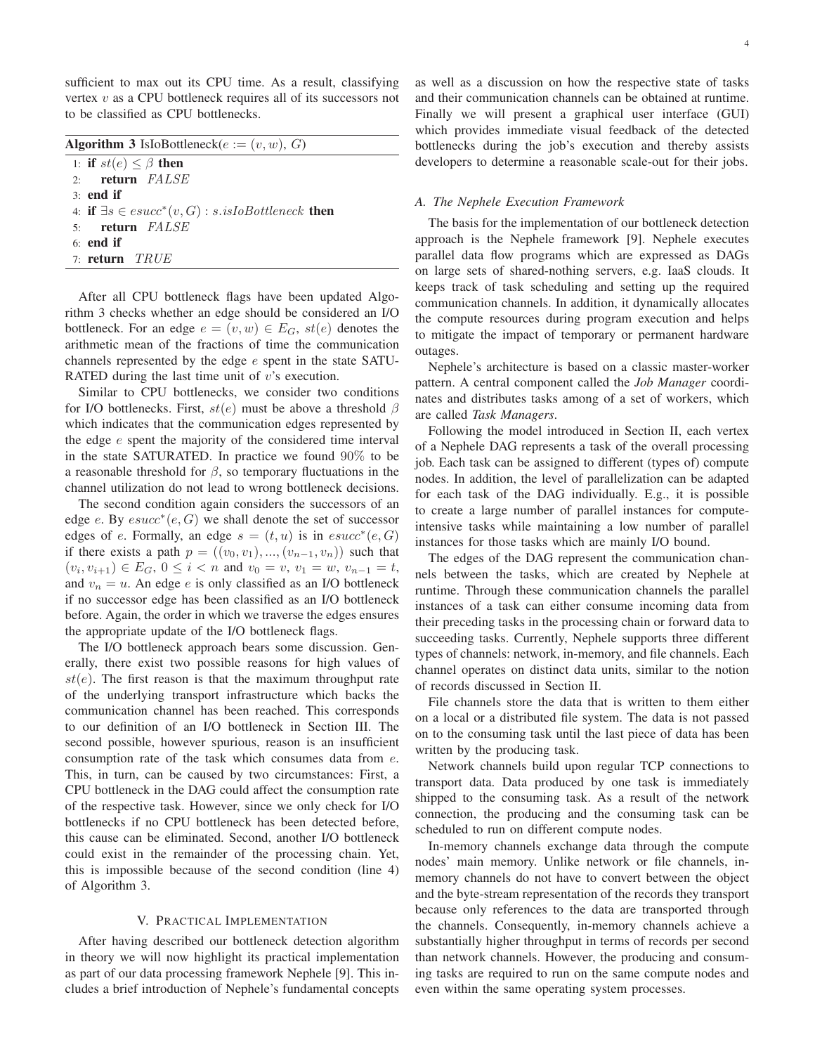sufficient to max out its CPU time. As a result, classifying vertex $v$ as a CPU bottleneck requires all of its successors not to be classified as CPU bottlenecks.

**Algorithm 3** IsIoBottleneck($e := (v, w)$, $G$)

```
1: if st(e) ≤ β then
2:     return FALSE
3: end if
4: if ∃s ∈ esucc*(v, G) : s.isIoBottleneck then
5:     return FALSE
6: end if
7: return TRUE
```

After all CPU bottleneck flags have been updated Algorithm 3 checks whether an edge should be considered an I/O bottleneck. For an edge $e = (v, w) \in E_G$, $st(e)$ denotes the arithmetic mean of the fractions of time the communication channels represented by the edge $e$ spent in the state SATURATED during the last time unit of $v$'s execution.

Similar to CPU bottlenecks, we consider two conditions for I/O bottlenecks. First, $st(e)$ must be above a threshold $\beta$ which indicates that the communication edges represented by the edge $e$ spent the majority of the considered time interval in the state SATURATED. In practice we found $90\%$ to be a reasonable threshold for $\beta$, so temporary fluctuations in the channel utilization do not lead to wrong bottleneck decisions.

The second condition again considers the successors of an edge $e$. By $esucc^*(e, G)$ we shall denote the set of successor edges of $e$. Formally, an edge $s = (t, u)$ is in $esucc^*(e, G)$ if there exists a path $p = ((v_0, v_1), ..., (v_{n-1}, v_n))$ such that $(v_i, v_{i+1}) \in E_G$, $0 \leq i < n$ and $v_0 = v$, $v_1 = w$, $v_{n-1} = t$, and $v_n = u$. An edge $e$ is only classified as an I/O bottleneck if no successor edge has been classified as an I/O bottleneck before. Again, the order in which we traverse the edges ensures the appropriate update of the I/O bottleneck flags.

The I/O bottleneck approach bears some discussion. Generally, there exist two possible reasons for high values of $st(e)$. The first reason is that the maximum throughput rate of the underlying transport infrastructure which backs the communication channel has been reached. This corresponds to our definition of an I/O bottleneck in Section III. The second possible, however spurious, reason is an insufficient consumption rate of the task which consumes data from $e$. This, in turn, can be caused by two circumstances: First, a CPU bottleneck in the DAG could affect the consumption rate of the respective task. However, since we only check for I/O bottlenecks if no CPU bottleneck has been detected before, this cause can be eliminated. Second, another I/O bottleneck could exist in the remainder of the processing chain. Yet, this is impossible because of the second condition (line 4) of Algorithm 3.

## V. Practical Implementation

After having described our bottleneck detection algorithm in theory we will now highlight its practical implementation as part of our data processing framework Nephele [9]. This includes a brief introduction of Nephele's fundamental concepts as well as a discussion on how the respective state of tasks and their communication channels can be obtained at runtime. Finally we will present a graphical user interface (GUI) which provides immediate visual feedback of the detected bottlenecks during the job's execution and thereby assists developers to determine a reasonable scale-out for their jobs.

### A. The Nephele Execution Framework

The basis for the implementation of our bottleneck detection approach is the Nephele framework [9]. Nephele executes parallel data flow programs which are expressed as DAGs on large sets of shared-nothing servers, e.g. IaaS clouds. It keeps track of task scheduling and setting up the required communication channels. In addition, it dynamically allocates the compute resources during program execution and helps to mitigate the impact of temporary or permanent hardware outages.

Nephele's architecture is based on a classic master-worker pattern. A central component called the *Job Manager* coordinates and distributes tasks among of a set of workers, which are called *Task Managers*.

Following the model introduced in Section II, each vertex of a Nephele DAG represents a task of the overall processing job. Each task can be assigned to different (types of) compute nodes. In addition, the level of parallelization can be adapted for each task of the DAG individually. E.g., it is possible to create a large number of parallel instances for compute-intensive tasks while maintaining a low number of parallel instances for those tasks which are mainly I/O bound.

The edges of the DAG represent the communication channels between the tasks, which are created by Nephele at runtime. Through these communication channels the parallel instances of a task can either consume incoming data from their preceding tasks in the processing chain or forward data to succeeding tasks. Currently, Nephele supports three different types of channels: network, in-memory, and file channels. Each channel operates on distinct data units, similar to the notion of records discussed in Section II.

File channels store the data that is written to them either on a local or a distributed file system. The data is not passed on to the consuming task until the last piece of data has been written by the producing task.

Network channels build upon regular TCP connections to transport data. Data produced by one task is immediately shipped to the consuming task. As a result of the network connection, the producing and the consuming task can be scheduled to run on different compute nodes.

In-memory channels exchange data through the compute nodes' main memory. Unlike network or file channels, in-memory channels do not have to convert between the object and the byte-stream representation of the records they transport because only references to the data are transported through the channels. Consequently, in-memory channels achieve a substantially higher throughput in terms of records per second than network channels. However, the producing and consuming tasks are required to run on the same compute nodes and even within the same operating system processes.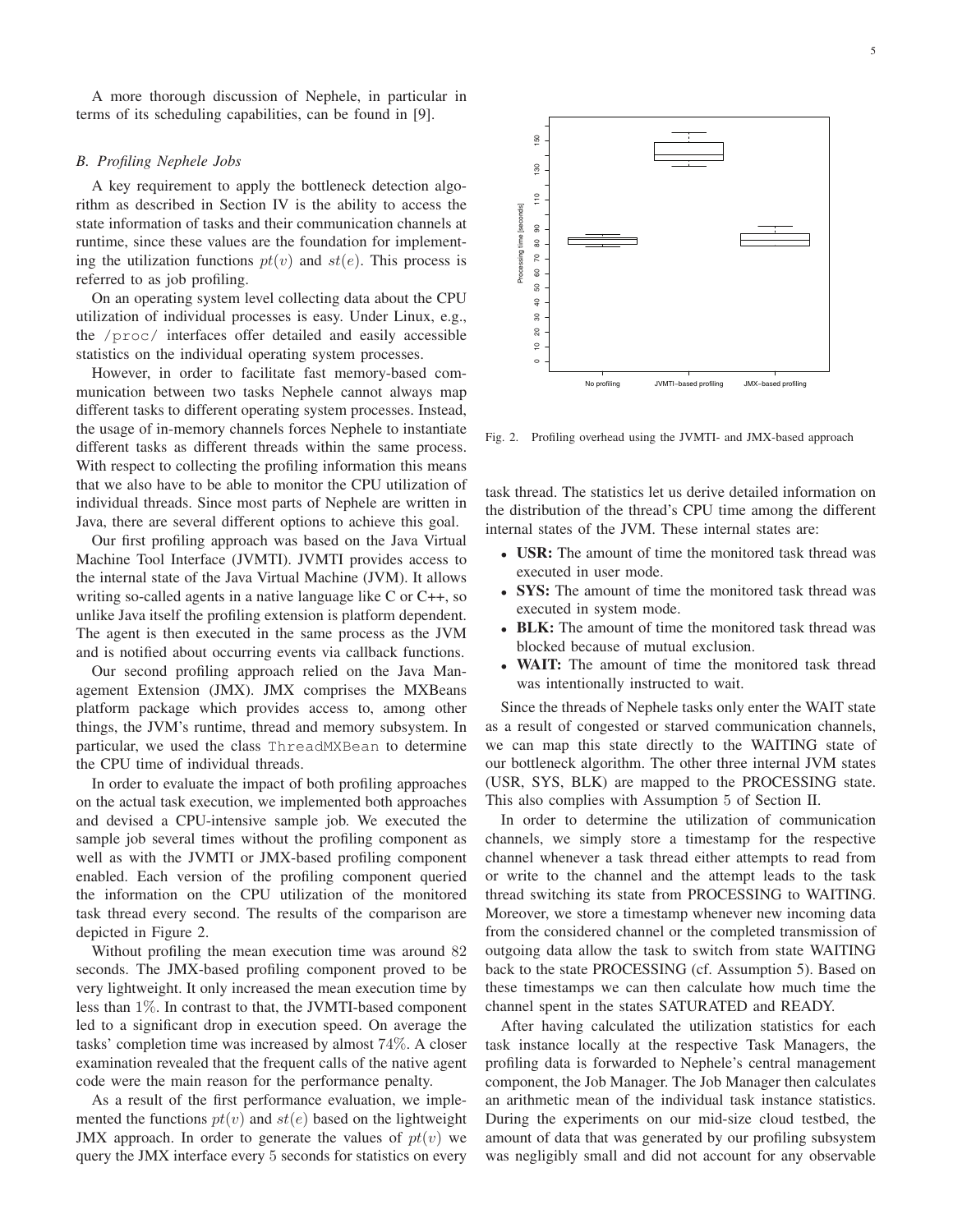A more thorough discussion of Nephele, in particular in terms of its scheduling capabilities, can be found in [9].

### B. Profiling Nephele Jobs

A key requirement to apply the bottleneck detection algorithm as described in Section IV is the ability to access the state information of tasks and their communication channels at runtime, since these values are the foundation for implementing the utilization functions $pt(v)$ and $st(e)$. This process is referred to as job profiling.

On an operating system level collecting data about the CPU utilization of individual processes is easy. Under Linux, e.g., the `/proc/` interfaces offer detailed and easily accessible statistics on the individual operating system processes.

However, in order to facilitate fast memory-based communication between two tasks Nephele cannot always map different tasks to different operating system processes. Instead, the usage of in-memory channels forces Nephele to instantiate different tasks as different threads within the same process. With respect to collecting the profiling information this means that we also have to be able to monitor the CPU utilization of individual threads. Since most parts of Nephele are written in Java, there are several different options to achieve this goal.

Our first profiling approach was based on the Java Virtual Machine Tool Interface (JVMTI). JVMTI provides access to the internal state of the Java Virtual Machine (JVM). It allows writing so-called agents in a native language like C or C++, so unlike Java itself the profiling extension is platform dependent. The agent is then executed in the same process as the JVM and is notified about occurring events via callback functions.

Our second profiling approach relied on the Java Management Extension (JMX). JMX comprises the MXBeans platform package which provides access to, among other things, the JVM's runtime, thread and memory subsystem. In particular, we used the class `ThreadMXBean` to determine the CPU time of individual threads.

In order to evaluate the impact of both profiling approaches on the actual task execution, we implemented both approaches and devised a CPU-intensive sample job. We executed the sample job several times without the profiling component as well as with the JVMTI or JMX-based profiling component enabled. Each version of the profiling component queried the information on the CPU utilization of the monitored task thread every second. The results of the comparison are depicted in Figure 2.

Without profiling the mean execution time was around 82 seconds. The JMX-based profiling component proved to be very lightweight. It only increased the mean execution time by less than 1%. In contrast to that, the JVMTI-based component led to a significant drop in execution speed. On average the tasks' completion time was increased by almost 74%. A closer examination revealed that the frequent calls of the native agent code were the main reason for the performance penalty.

As a result of the first performance evaluation, we implemented the functions $pt(v)$ and $st(e)$ based on the lightweight JMX approach. In order to generate the values of $pt(v)$ we query the JMX interface every 5 seconds for statistics on every task thread. The statistics let us derive detailed information on the distribution of the thread's CPU time among the different internal states of the JVM. These internal states are:

Processing time [seconds]
0 10 20 30 40 50 60 70 80 90 110 130 150
No profiling
JVMTI–based profiling
JMX–based profiling

Fig. 2. Profiling overhead using the JVMTI- and JMX-based approach

- **USR:** The amount of time the monitored task thread was executed in user mode.
- **SYS:** The amount of time the monitored task thread was executed in system mode.
- **BLK:** The amount of time the monitored task thread was blocked because of mutual exclusion.
- **WAIT:** The amount of time the monitored task thread was intentionally instructed to wait.

Since the threads of Nephele tasks only enter the WAIT state as a result of congested or starved communication channels, we can map this state directly to the WAITING state of our bottleneck algorithm. The other three internal JVM states (USR, SYS, BLK) are mapped to the PROCESSING state. This also complies with Assumption 5 of Section II.

In order to determine the utilization of communication channels, we simply store a timestamp for the respective channel whenever a task thread either attempts to read from or write to the channel and the attempt leads to the task thread switching its state from PROCESSING to WAITING. Moreover, we store a timestamp whenever new incoming data from the considered channel or the completed transmission of outgoing data allow the task to switch from state WAITING back to the state PROCESSING (cf. Assumption 5). Based on these timestamps we can then calculate how much time the channel spent in the states SATURATED and READY.

After having calculated the utilization statistics for each task instance locally at the respective Task Managers, the profiling data is forwarded to Nephele's central management component, the Job Manager. The Job Manager then calculates an arithmetic mean of the individual task instance statistics. During the experiments on our mid-size cloud testbed, the amount of data that was generated by our profiling subsystem was negligibly small and did not account for any observable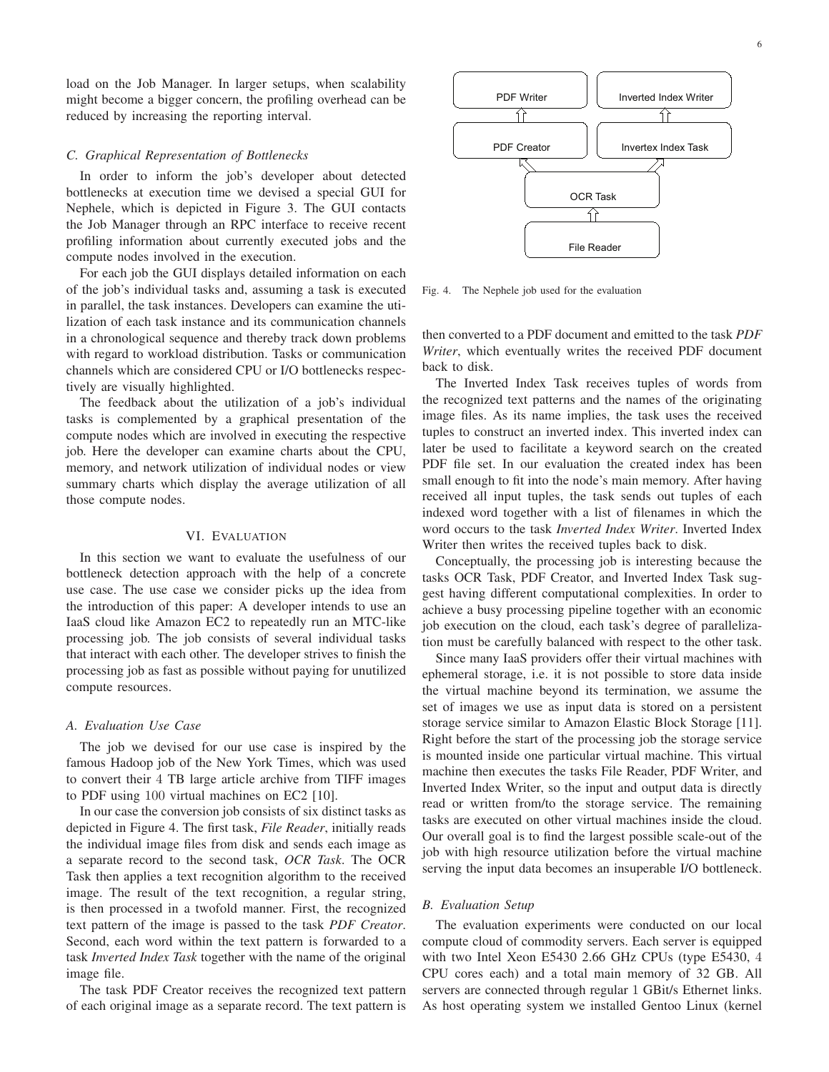load on the Job Manager. In larger setups, when scalability might become a bigger concern, the profiling overhead can be reduced by increasing the reporting interval.

### C. Graphical Representation of Bottlenecks

In order to inform the job's developer about detected bottlenecks at execution time we devised a special GUI for Nephele, which is depicted in Figure 3. The GUI contacts the Job Manager through an RPC interface to receive recent profiling information about currently executed jobs and the compute nodes involved in the execution.

For each job the GUI displays detailed information on each of the job's individual tasks and, assuming a task is executed in parallel, the task instances. Developers can examine the utilization of each task instance and its communication channels in a chronological sequence and thereby track down problems with regard to workload distribution. Tasks or communication channels which are considered CPU or I/O bottlenecks respectively are visually highlighted.

The feedback about the utilization of a job's individual tasks is complemented by a graphical presentation of the compute nodes which are involved in executing the respective job. Here the developer can examine charts about the CPU, memory, and network utilization of individual nodes or view summary charts which display the average utilization of all those compute nodes.

## VI. Evaluation

In this section we want to evaluate the usefulness of our bottleneck detection approach with the help of a concrete use case. The use case we consider picks up the idea from the introduction of this paper: A developer intends to use an IaaS cloud like Amazon EC2 to repeatedly run an MTC-like processing job. The job consists of several individual tasks that interact with each other. The developer strives to finish the processing job as fast as possible without paying for unutilized compute resources.

### A. Evaluation Use Case

The job we devised for our use case is inspired by the famous Hadoop job of the New York Times, which was used to convert their 4 TB large article archive from TIFF images to PDF using 100 virtual machines on EC2 [10].

In our case the conversion job consists of six distinct tasks as depicted in Figure 4. The first task, *File Reader*, initially reads the individual image files from disk and sends each image as a separate record to the second task, *OCR Task*. The OCR Task then applies a text recognition algorithm to the received image. The result of the text recognition, a regular string, is then processed in a twofold manner. First, the recognized text pattern of the image is passed to the task *PDF Creator*. Second, each word within the text pattern is forwarded to a task *Inverted Index Task* together with the name of the original image file.

The task PDF Creator receives the recognized text pattern of each original image as a separate record. The text pattern is then converted to a PDF document and emitted to the task *PDF Writer*, which eventually writes the received PDF document back to disk.

PDF Writer

Inverted Index Writer

PDF Creator

Invertex Index Task

OCR Task

File Reader

Fig. 4. The Nephele job used for the evaluation

The Inverted Index Task receives tuples of words from the recognized text patterns and the names of the originating image files. As its name implies, the task uses the received tuples to construct an inverted index. This inverted index can later be used to facilitate a keyword search on the created PDF file set. In our evaluation the created index has been small enough to fit into the node's main memory. After having received all input tuples, the task sends out tuples of each indexed word together with a list of filenames in which the word occurs to the task *Inverted Index Writer*. Inverted Index Writer then writes the received tuples back to disk.

Conceptually, the processing job is interesting because the tasks OCR Task, PDF Creator, and Inverted Index Task suggest having different computational complexities. In order to achieve a busy processing pipeline together with an economic job execution on the cloud, each task's degree of parallelization must be carefully balanced with respect to the other task.

Since many IaaS providers offer their virtual machines with ephemeral storage, i.e. it is not possible to store data inside the virtual machine beyond its termination, we assume the set of images we use as input data is stored on a persistent storage service similar to Amazon Elastic Block Storage [11]. Right before the start of the processing job the storage service is mounted inside one particular virtual machine. This virtual machine then executes the tasks File Reader, PDF Writer, and Inverted Index Writer, so the input and output data is directly read or written from/to the storage service. The remaining tasks are executed on other virtual machines inside the cloud. Our overall goal is to find the largest possible scale-out of the job with high resource utilization before the virtual machine serving the input data becomes an insuperable I/O bottleneck.

### B. Evaluation Setup

The evaluation experiments were conducted on our local compute cloud of commodity servers. Each server is equipped with two Intel Xeon E5430 2.66 GHz CPUs (type E5430, 4 CPU cores each) and a total main memory of 32 GB. All servers are connected through regular 1 GBit/s Ethernet links. As host operating system we installed Gentoo Linux (kernel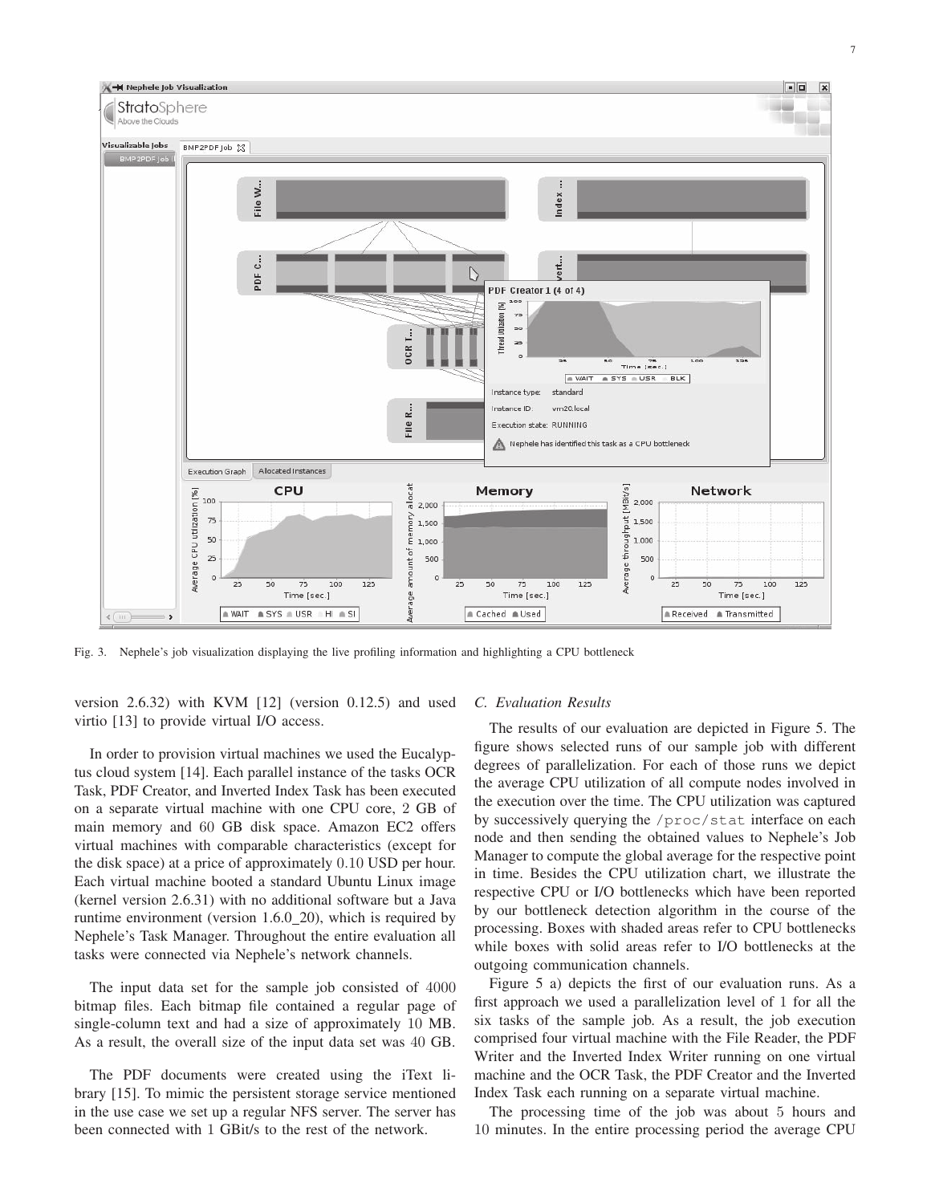Fig. 3. Nephele's job visualization displaying the live profiling information and highlighting a CPU bottleneck

version 2.6.32) with KVM [12] (version 0.12.5) and used virtio [13] to provide virtual I/O access.

In order to provision virtual machines we used the Eucalyptus cloud system [14]. Each parallel instance of the tasks OCR Task, PDF Creator, and Inverted Index Task has been executed on a separate virtual machine with one CPU core, 2 GB of main memory and 60 GB disk space. Amazon EC2 offers virtual machines with comparable characteristics (except for the disk space) at a price of approximately 0.10 USD per hour. Each virtual machine booted a standard Ubuntu Linux image (kernel version 2.6.31) with no additional software but a Java runtime environment (version 1.6.0_20), which is required by Nephele's Task Manager. Throughout the entire evaluation all tasks were connected via Nephele's network channels.

The input data set for the sample job consisted of 4000 bitmap files. Each bitmap file contained a regular page of single-column text and had a size of approximately 10 MB. As a result, the overall size of the input data set was 40 GB.

The PDF documents were created using the iText library [15]. To mimic the persistent storage service mentioned in the use case we set up a regular NFS server. The server has been connected with 1 GBit/s to the rest of the network.

### *C. Evaluation Results*

The results of our evaluation are depicted in Figure 5. The figure shows selected runs of our sample job with different degrees of parallelization. For each of those runs we depict the average CPU utilization of all compute nodes involved in the execution over the time. The CPU utilization was captured by successively querying the `/proc/stat` interface on each node and then sending the obtained values to Nephele's Job Manager to compute the global average for the respective point in time. Besides the CPU utilization chart, we illustrate the respective CPU or I/O bottlenecks which have been reported by our bottleneck detection algorithm in the course of the processing. Boxes with shaded areas refer to CPU bottlenecks while boxes with solid areas refer to I/O bottlenecks at the outgoing communication channels.

Figure 5 a) depicts the first of our evaluation runs. As a first approach we used a parallelization level of 1 for all the six tasks of the sample job. As a result, the job execution comprised four virtual machine with the File Reader, the PDF Writer and the Inverted Index Writer running on one virtual machine and the OCR Task, the PDF Creator and the Inverted Index Task each running on a separate virtual machine.

The processing time of the job was about 5 hours and 10 minutes. In the entire processing period the average CPU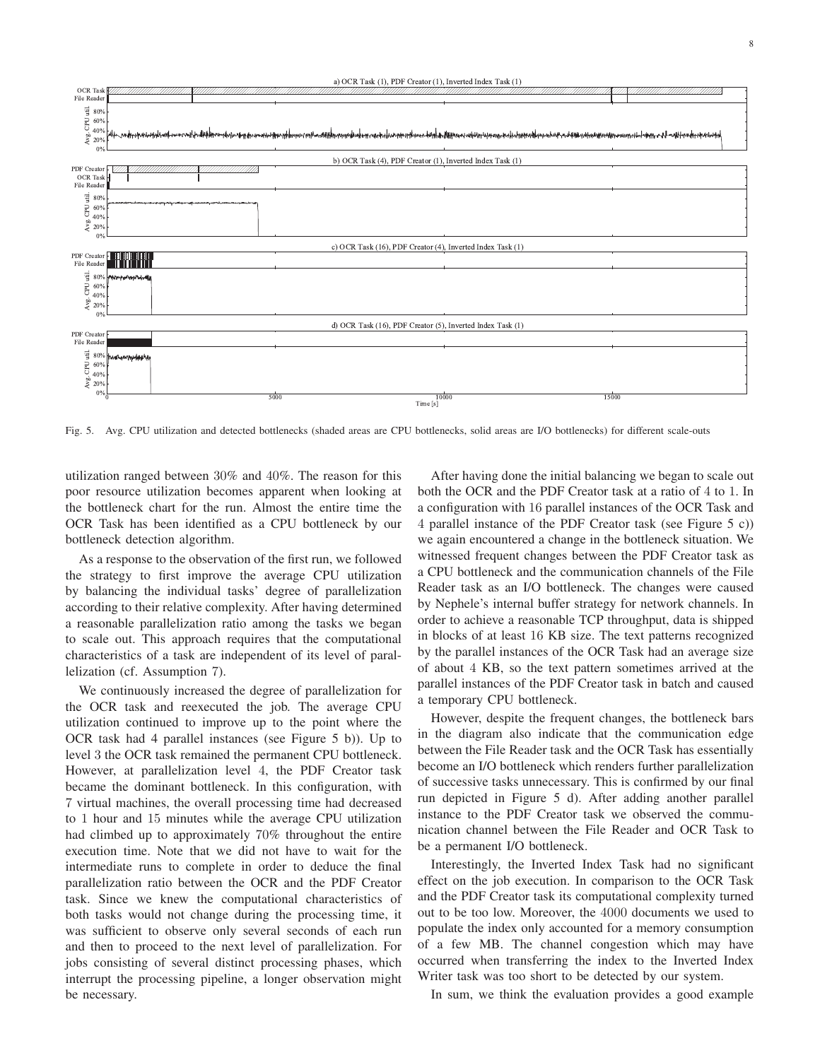Fig. 5. Avg. CPU utilization and detected bottlenecks (shaded areas are CPU bottlenecks, solid areas are I/O bottlenecks) for different scale-outs

utilization ranged between 30% and 40%. The reason for this poor resource utilization becomes apparent when looking at the bottleneck chart for the run. Almost the entire time the OCR Task has been identified as a CPU bottleneck by our bottleneck detection algorithm.

As a response to the observation of the first run, we followed the strategy to first improve the average CPU utilization by balancing the individual tasks' degree of parallelization according to their relative complexity. After having determined a reasonable parallelization ratio among the tasks we began to scale out. This approach requires that the computational characteristics of a task are independent of its level of parallelization (cf. Assumption 7).

We continuously increased the degree of parallelization for the OCR task and reexecuted the job. The average CPU utilization continued to improve up to the point where the OCR task had 4 parallel instances (see Figure 5 b)). Up to level 3 the OCR task remained the permanent CPU bottleneck. However, at parallelization level 4, the PDF Creator task became the dominant bottleneck. In this configuration, with 7 virtual machines, the overall processing time had decreased to 1 hour and 15 minutes while the average CPU utilization had climbed up to approximately 70% throughout the entire execution time. Note that we did not have to wait for the intermediate runs to complete in order to deduce the final parallelization ratio between the OCR and the PDF Creator task. Since we knew the computational characteristics of both tasks would not change during the processing time, it was sufficient to observe only several seconds of each run and then to proceed to the next level of parallelization. For jobs consisting of several distinct processing phases, which interrupt the processing pipeline, a longer observation might be necessary.

After having done the initial balancing we began to scale out both the OCR and the PDF Creator task at a ratio of 4 to 1. In a configuration with 16 parallel instances of the OCR Task and 4 parallel instance of the PDF Creator task (see Figure 5 c)) we again encountered a change in the bottleneck situation. We witnessed frequent changes between the PDF Creator task as a CPU bottleneck and the communication channels of the File Reader task as an I/O bottleneck. The changes were caused by Nephele's internal buffer strategy for network channels. In order to achieve a reasonable TCP throughput, data is shipped in blocks of at least 16 KB size. The text patterns recognized by the parallel instances of the OCR Task had an average size of about 4 KB, so the text pattern sometimes arrived at the parallel instances of the PDF Creator task in batch and caused a temporary CPU bottleneck.

However, despite the frequent changes, the bottleneck bars in the diagram also indicate that the communication edge between the File Reader task and the OCR Task has essentially become an I/O bottleneck which renders further parallelization of successive tasks unnecessary. This is confirmed by our final run depicted in Figure 5 d). After adding another parallel instance to the PDF Creator task we observed the communication channel between the File Reader and OCR Task to be a permanent I/O bottleneck.

Interestingly, the Inverted Index Task had no significant effect on the job execution. In comparison to the OCR Task and the PDF Creator task its computational complexity turned out to be too low. Moreover, the 4000 documents we used to populate the index only accounted for a memory consumption of a few MB. The channel congestion which may have occurred when transferring the index to the Inverted Index Writer task was too short to be detected by our system.

In sum, we think the evaluation provides a good example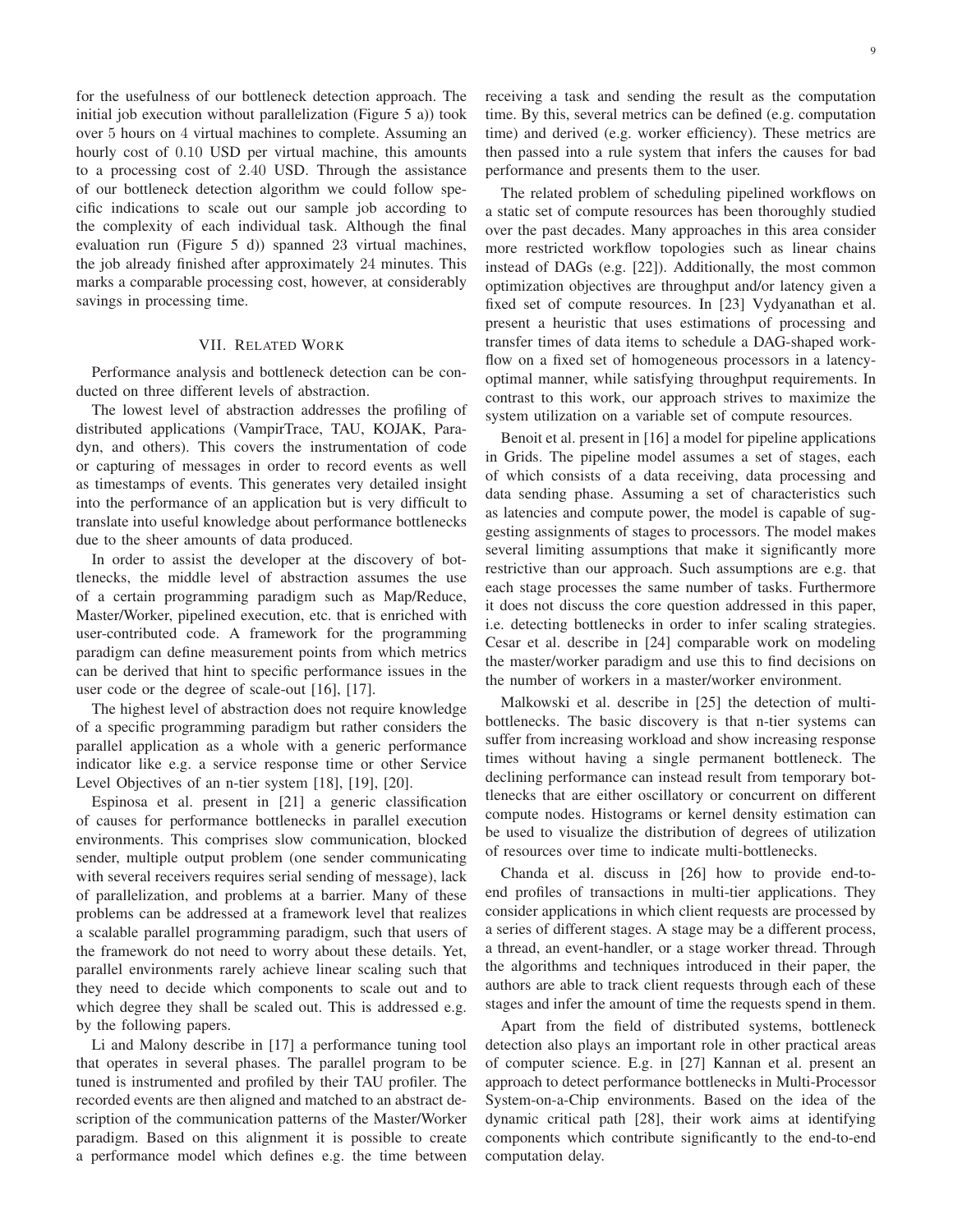for the usefulness of our bottleneck detection approach. The initial job execution without parallelization (Figure 5 a)) took over 5 hours on 4 virtual machines to complete. Assuming an hourly cost of 0.10 USD per virtual machine, this amounts to a processing cost of 2.40 USD. Through the assistance of our bottleneck detection algorithm we could follow specific indications to scale out our sample job according to the complexity of each individual task. Although the final evaluation run (Figure 5 d)) spanned 23 virtual machines, the job already finished after approximately 24 minutes. This marks a comparable processing cost, however, at considerably savings in processing time.

## VII. Related Work

Performance analysis and bottleneck detection can be conducted on three different levels of abstraction.

The lowest level of abstraction addresses the profiling of distributed applications (VampirTrace, TAU, KOJAK, Paradyn, and others). This covers the instrumentation of code or capturing of messages in order to record events as well as timestamps of events. This generates very detailed insight into the performance of an application but is very difficult to translate into useful knowledge about performance bottlenecks due to the sheer amounts of data produced.

In order to assist the developer at the discovery of bottlenecks, the middle level of abstraction assumes the use of a certain programming paradigm such as Map/Reduce, Master/Worker, pipelined execution, etc. that is enriched with user-contributed code. A framework for the programming paradigm can define measurement points from which metrics can be derived that hint to specific performance issues in the user code or the degree of scale-out [16], [17].

The highest level of abstraction does not require knowledge of a specific programming paradigm but rather considers the parallel application as a whole with a generic performance indicator like e.g. a service response time or other Service Level Objectives of an n-tier system [18], [19], [20].

Espinosa et al. present in [21] a generic classification of causes for performance bottlenecks in parallel execution environments. This comprises slow communication, blocked sender, multiple output problem (one sender communicating with several receivers requires serial sending of message), lack of parallelization, and problems at a barrier. Many of these problems can be addressed at a framework level that realizes a scalable parallel programming paradigm, such that users of the framework do not need to worry about these details. Yet, parallel environments rarely achieve linear scaling such that they need to decide which components to scale out and to which degree they shall be scaled out. This is addressed e.g. by the following papers.

Li and Malony describe in [17] a performance tuning tool that operates in several phases. The parallel program to be tuned is instrumented and profiled by their TAU profiler. The recorded events are then aligned and matched to an abstract description of the communication patterns of the Master/Worker paradigm. Based on this alignment it is possible to create a performance model which defines e.g. the time between receiving a task and sending the result as the computation time. By this, several metrics can be defined (e.g. computation time) and derived (e.g. worker efficiency). These metrics are then passed into a rule system that infers the causes for bad performance and presents them to the user.

The related problem of scheduling pipelined workflows on a static set of compute resources has been thoroughly studied over the past decades. Many approaches in this area consider more restricted workflow topologies such as linear chains instead of DAGs (e.g. [22]). Additionally, the most common optimization objectives are throughput and/or latency given a fixed set of compute resources. In [23] Vydyanathan et al. present a heuristic that uses estimations of processing and transfer times of data items to schedule a DAG-shaped workflow on a fixed set of homogeneous processors in a latency-optimal manner, while satisfying throughput requirements. In contrast to this work, our approach strives to maximize the system utilization on a variable set of compute resources.

Benoit et al. present in [16] a model for pipeline applications in Grids. The pipeline model assumes a set of stages, each of which consists of a data receiving, data processing and data sending phase. Assuming a set of characteristics such as latencies and compute power, the model is capable of suggesting assignments of stages to processors. The model makes several limiting assumptions that make it significantly more restrictive than our approach. Such assumptions are e.g. that each stage processes the same number of tasks. Furthermore it does not discuss the core question addressed in this paper, i.e. detecting bottlenecks in order to infer scaling strategies. Cesar et al. describe in [24] comparable work on modeling the master/worker paradigm and use this to find decisions on the number of workers in a master/worker environment.

Malkowski et al. describe in [25] the detection of multi-bottlenecks. The basic discovery is that n-tier systems can suffer from increasing workload and show increasing response times without having a single permanent bottleneck. The declining performance can instead result from temporary bottlenecks that are either oscillatory or concurrent on different compute nodes. Histograms or kernel density estimation can be used to visualize the distribution of degrees of utilization of resources over time to indicate multi-bottlenecks.

Chanda et al. discuss in [26] how to provide end-to-end profiles of transactions in multi-tier applications. They consider applications in which client requests are processed by a series of different stages. A stage may be a different process, a thread, an event-handler, or a stage worker thread. Through the algorithms and techniques introduced in their paper, the authors are able to track client requests through each of these stages and infer the amount of time the requests spend in them.

Apart from the field of distributed systems, bottleneck detection also plays an important role in other practical areas of computer science. E.g. in [27] Kannan et al. present an approach to detect performance bottlenecks in Multi-Processor System-on-a-Chip environments. Based on the idea of the dynamic critical path [28], their work aims at identifying components which contribute significantly to the end-to-end computation delay.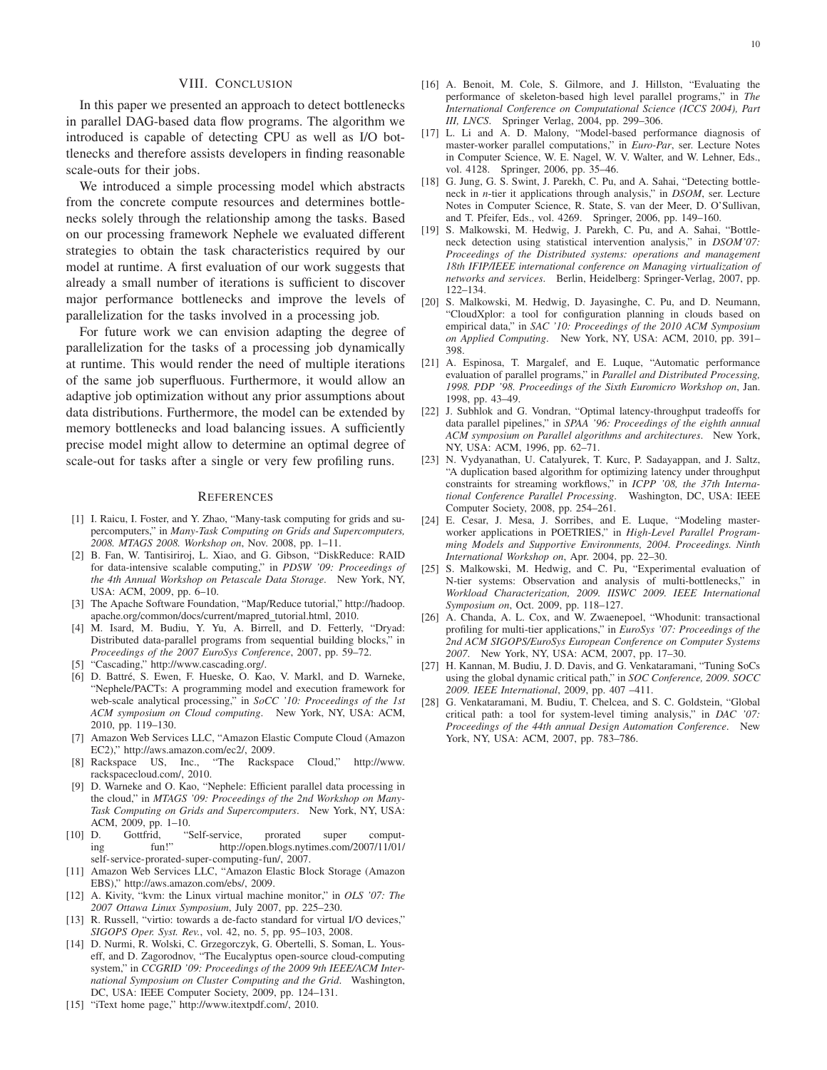## VIII. Conclusion

In this paper we presented an approach to detect bottlenecks in parallel DAG-based data flow programs. The algorithm we introduced is capable of detecting CPU as well as I/O bottlenecks and therefore assists developers in finding reasonable scale-outs for their jobs.

We introduced a simple processing model which abstracts from the concrete compute resources and determines bottlenecks solely through the relationship among the tasks. Based on our processing framework Nephele we evaluated different strategies to obtain the task characteristics required by our model at runtime. A first evaluation of our work suggests that already a small number of iterations is sufficient to discover major performance bottlenecks and improve the levels of parallelization for the tasks involved in a processing job.

For future work we can envision adapting the degree of parallelization for the tasks of a processing job dynamically at runtime. This would render the need of multiple iterations of the same job superfluous. Furthermore, it would allow an adaptive job optimization without any prior assumptions about data distributions. Furthermore, the model can be extended by memory bottlenecks and load balancing issues. A sufficiently precise model might allow to determine an optimal degree of scale-out for tasks after a single or very few profiling runs.

## References

[1] I. Raicu, I. Foster, and Y. Zhao, "Many-task computing for grids and supercomputers," in *Many-Task Computing on Grids and Supercomputers, 2008. MTAGS 2008. Workshop on*, Nov. 2008, pp. 1–11.

[2] B. Fan, W. Tantisiriroj, L. Xiao, and G. Gibson, "DiskReduce: RAID for data-intensive scalable computing," in *PDSW '09: Proceedings of the 4th Annual Workshop on Petascale Data Storage*. New York, NY, USA: ACM, 2009, pp. 6–10.

[3] The Apache Software Foundation, "Map/Reduce tutorial," http://hadoop.apache.org/common/docs/current/mapred_tutorial.html, 2010.

[4] M. Isard, M. Budiu, Y. Yu, A. Birrell, and D. Fetterly, "Dryad: Distributed data-parallel programs from sequential building blocks," in *Proceedings of the 2007 EuroSys Conference*, 2007, pp. 59–72.

[5] "Cascading," http://www.cascading.org/.

[6] D. Battré, S. Ewen, F. Hueske, O. Kao, V. Markl, and D. Warneke, "Nephele/PACTs: A programming model and execution framework for web-scale analytical processing," in *SoCC '10: Proceedings of the 1st ACM symposium on Cloud computing*. New York, NY, USA: ACM, 2010, pp. 119–130.

[7] Amazon Web Services LLC, "Amazon Elastic Compute Cloud (Amazon EC2)," http://aws.amazon.com/ec2/, 2009.

[8] Rackspace US, Inc., "The Rackspace Cloud," http://www.rackspacecloud.com/, 2010.

[9] D. Warneke and O. Kao, "Nephele: Efficient parallel data processing in the cloud," in *MTAGS '09: Proceedings of the 2nd Workshop on Many-Task Computing on Grids and Supercomputers*. New York, NY, USA: ACM, 2009, pp. 1–10.

[10] D. Gottfrid, "Self-service, prorated super computing fun!" http://open.blogs.nytimes.com/2007/11/01/self-service-prorated-super-computing-fun/, 2007.

[11] Amazon Web Services LLC, "Amazon Elastic Block Storage (Amazon EBS)," http://aws.amazon.com/ebs/, 2009.

[12] A. Kivity, "kvm: the Linux virtual machine monitor," in *OLS '07: The 2007 Ottawa Linux Symposium*, July 2007, pp. 225–230.

[13] R. Russell, "virtio: towards a de-facto standard for virtual I/O devices," *SIGOPS Oper. Syst. Rev.*, vol. 42, no. 5, pp. 95–103, 2008.

[14] D. Nurmi, R. Wolski, C. Grzegorczyk, G. Obertelli, S. Soman, L. Youseff, and D. Zagorodnov, "The Eucalyptus open-source cloud-computing system," in *CCGRID '09: Proceedings of the 2009 9th IEEE/ACM International Symposium on Cluster Computing and the Grid*. Washington, DC, USA: IEEE Computer Society, 2009, pp. 124–131.

[15] "iText home page," http://www.itextpdf.com/, 2010.

[16] A. Benoit, M. Cole, S. Gilmore, and J. Hillston, "Evaluating the performance of skeleton-based high level parallel programs," in *The International Conference on Computational Science (ICCS 2004), Part III, LNCS*. Springer Verlag, 2004, pp. 299–306.

[17] L. Li and A. D. Malony, "Model-based performance diagnosis of master-worker parallel computations," in *Euro-Par*, ser. Lecture Notes in Computer Science, W. E. Nagel, W. V. Walter, and W. Lehner, Eds., vol. 4128. Springer, 2006, pp. 35–46.

[18] G. Jung, G. S. Swint, J. Parekh, C. Pu, and A. Sahai, "Detecting bottleneck in *n*-tier it applications through analysis," in *DSOM*, ser. Lecture Notes in Computer Science, R. State, S. van der Meer, D. O'Sullivan, and T. Pfeifer, Eds., vol. 4269. Springer, 2006, pp. 149–160.

[19] S. Malkowski, M. Hedwig, J. Parekh, C. Pu, and A. Sahai, "Bottleneck detection using statistical intervention analysis," in *DSOM'07: Proceedings of the Distributed systems: operations and management 18th IFIP/IEEE international conference on Managing virtualization of networks and services*. Berlin, Heidelberg: Springer-Verlag, 2007, pp. 122–134.

[20] S. Malkowski, M. Hedwig, D. Jayasinghe, C. Pu, and D. Neumann, "CloudXplor: a tool for configuration planning in clouds based on empirical data," in *SAC '10: Proceedings of the 2010 ACM Symposium on Applied Computing*. New York, NY, USA: ACM, 2010, pp. 391–398.

[21] A. Espinosa, T. Margalef, and E. Luque, "Automatic performance evaluation of parallel programs," in *Parallel and Distributed Processing, 1998. PDP '98. Proceedings of the Sixth Euromicro Workshop on*, Jan. 1998, pp. 43–49.

[22] J. Subhlok and G. Vondran, "Optimal latency-throughput tradeoffs for data parallel pipelines," in *SPAA '96: Proceedings of the eighth annual ACM symposium on Parallel algorithms and architectures*. New York, NY, USA: ACM, 1996, pp. 62–71.

[23] N. Vydyanathan, U. Catalyurek, T. Kurc, P. Sadayappan, and J. Saltz, "A duplication based algorithm for optimizing latency under throughput constraints for streaming workflows," in *ICPP '08, the 37th International Conference Parallel Processing*. Washington, DC, USA: IEEE Computer Society, 2008, pp. 254–261.

[24] E. Cesar, J. Mesa, J. Sorribes, and E. Luque, "Modeling master-worker applications in POETRIES," in *High-Level Parallel Programming Models and Supportive Environments, 2004. Proceedings. Ninth International Workshop on*, Apr. 2004, pp. 22–30.

[25] S. Malkowski, M. Hedwig, and C. Pu, "Experimental evaluation of N-tier systems: Observation and analysis of multi-bottlenecks," in *Workload Characterization, 2009. IISWC 2009. IEEE International Symposium on*, Oct. 2009, pp. 118–127.

[26] A. Chanda, A. L. Cox, and W. Zwaenepoel, "Whodunit: transactional profiling for multi-tier applications," in *EuroSys '07: Proceedings of the 2nd ACM SIGOPS/EuroSys European Conference on Computer Systems 2007*. New York, NY, USA: ACM, 2007, pp. 17–30.

[27] H. Kannan, M. Budiu, J. D. Davis, and G. Venkataramani, "Tuning SoCs using the global dynamic critical path," in *SOC Conference, 2009. SOCC 2009. IEEE International*, 2009, pp. 407 –411.

[28] G. Venkataramani, M. Budiu, T. Chelcea, and S. C. Goldstein, "Global critical path: a tool for system-level timing analysis," in *DAC '07: Proceedings of the 44th annual Design Automation Conference*. New York, NY, USA: ACM, 2007, pp. 783–786.